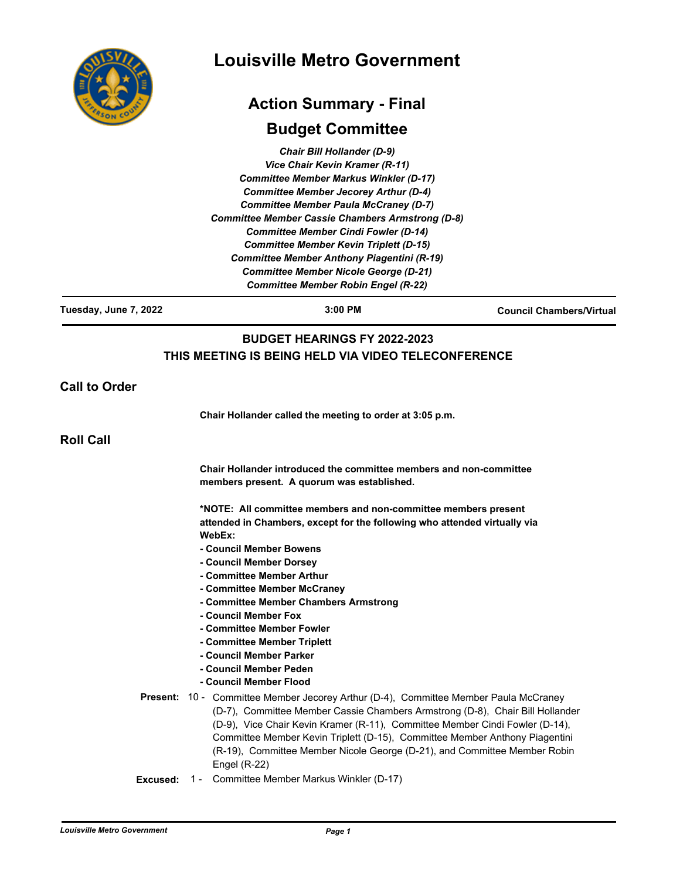# Louisville Metro Government

## Action Summary - Final

## Budget Committee

*Chair Bill Hollander (D-9)*
*Vice Chair Kevin Kramer (R-11)*
*Committee Member Markus Winkler (D-17)*
*Committee Member Jecorey Arthur (D-4)*
*Committee Member Paula McCraney (D-7)*
*Committee Member Cassie Chambers Armstrong (D-8)*
*Committee Member Cindi Fowler (D-14)*
*Committee Member Kevin Triplett (D-15)*
*Committee Member Anthony Piagentini (R-19)*
*Committee Member Nicole George (D-21)*
*Committee Member Robin Engel (R-22)*

**Tuesday, June 7, 2022** | **3:00 PM** | **Council Chambers/Virtual**

**BUDGET HEARINGS FY 2022-2023**
**THIS MEETING IS BEING HELD VIA VIDEO TELECONFERENCE**

## Call to Order

**Chair Hollander called the meeting to order at 3:05 p.m.**

## Roll Call

**Chair Hollander introduced the committee members and non-committee members present. A quorum was established.**

**\*NOTE: All committee members and non-committee members present attended in Chambers, except for the following who attended virtually via WebEx:**
- **Council Member Bowens**
- **Council Member Dorsey**
- **Committee Member Arthur**
- **Committee Member McCraney**
- **Committee Member Chambers Armstrong**
- **Council Member Fox**
- **Committee Member Fowler**
- **Committee Member Triplett**
- **Council Member Parker**
- **Council Member Peden**
- **Council Member Flood**

**Present:** 10 - Committee Member Jecorey Arthur (D-4), Committee Member Paula McCraney (D-7), Committee Member Cassie Chambers Armstrong (D-8), Chair Bill Hollander (D-9), Vice Chair Kevin Kramer (R-11), Committee Member Cindi Fowler (D-14), Committee Member Kevin Triplett (D-15), Committee Member Anthony Piagentini (R-19), Committee Member Nicole George (D-21), and Committee Member Robin Engel (R-22)

**Excused:** 1 - Committee Member Markus Winkler (D-17)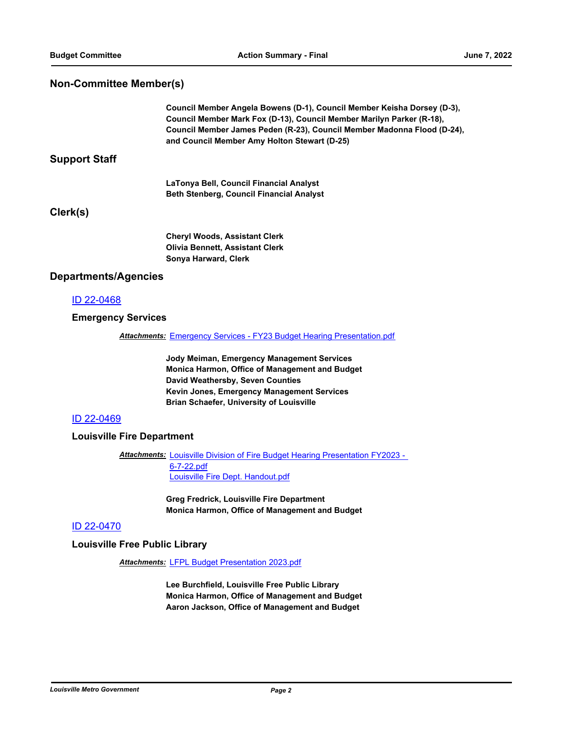## Non-Committee Member(s)

**Council Member Angela Bowens (D-1), Council Member Keisha Dorsey (D-3), Council Member Mark Fox (D-13), Council Member Marilyn Parker (R-18), Council Member James Peden (R-23), Council Member Madonna Flood (D-24), and Council Member Amy Holton Stewart (D-25)**

## Support Staff

**LaTonya Bell, Council Financial Analyst**
**Beth Stenberg, Council Financial Analyst**

## Clerk(s)

**Cheryl Woods, Assistant Clerk**
**Olivia Bennett, Assistant Clerk**
**Sonya Harward, Clerk**

## Departments/Agencies

### ID 22-0468

#### Emergency Services

***Attachments:*** Emergency Services - FY23 Budget Hearing Presentation.pdf

**Jody Meiman, Emergency Management Services**
**Monica Harmon, Office of Management and Budget**
**David Weathersby, Seven Counties**
**Kevin Jones, Emergency Management Services**
**Brian Schaefer, University of Louisville**

### ID 22-0469

#### Louisville Fire Department

***Attachments:*** Louisville Division of Fire Budget Hearing Presentation FY2023 - 6-7-22.pdf
Louisville Fire Dept. Handout.pdf

**Greg Fredrick, Louisville Fire Department**
**Monica Harmon, Office of Management and Budget**

### ID 22-0470

#### Louisville Free Public Library

***Attachments:*** LFPL Budget Presentation 2023.pdf

**Lee Burchfield, Louisville Free Public Library**
**Monica Harmon, Office of Management and Budget**
**Aaron Jackson, Office of Management and Budget**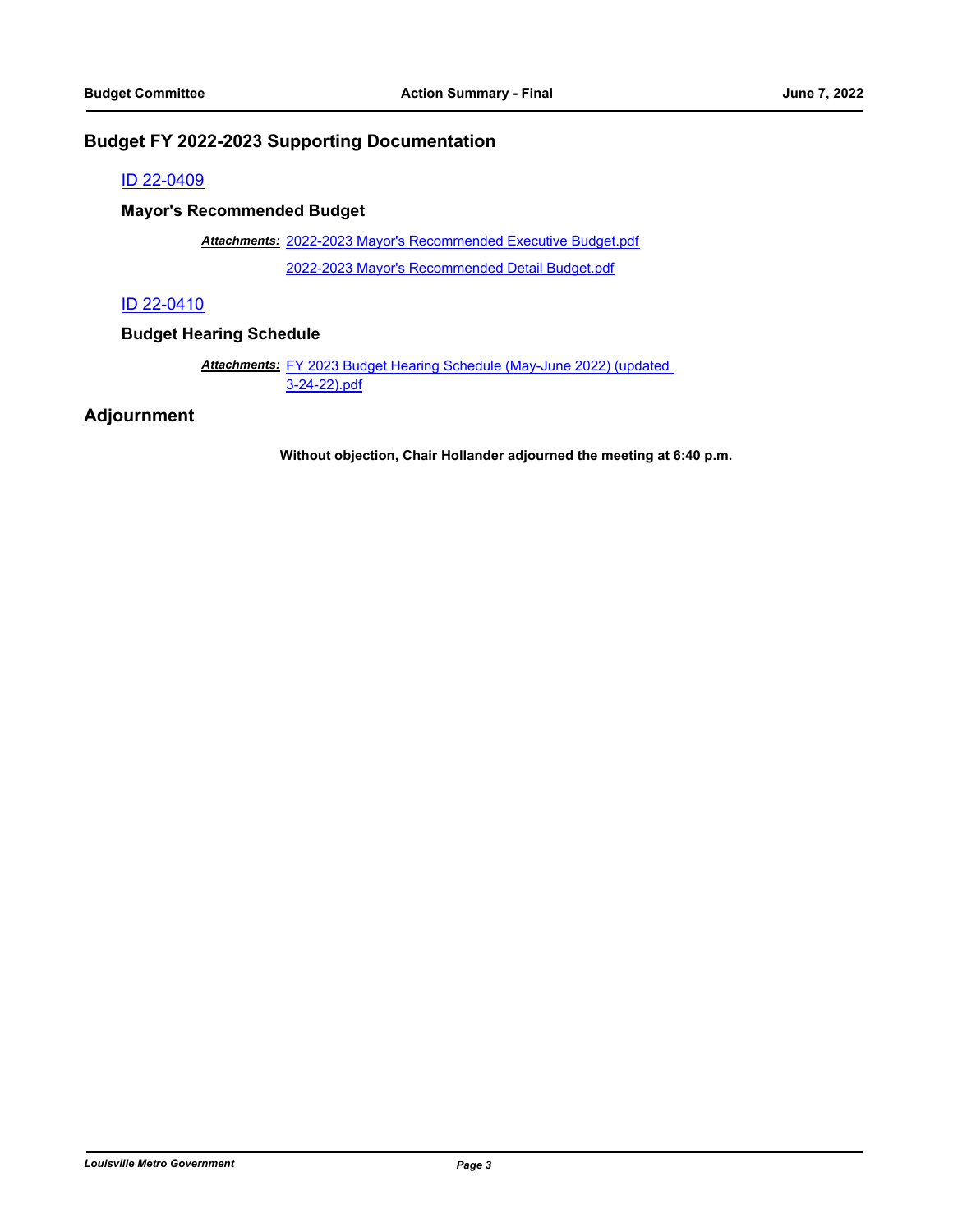## Budget FY 2022-2023 Supporting Documentation

### ID 22-0409

**Mayor's Recommended Budget**

***Attachments:*** 2022-2023 Mayor's Recommended Executive Budget.pdf
2022-2023 Mayor's Recommended Detail Budget.pdf

### ID 22-0410

**Budget Hearing Schedule**

***Attachments:*** FY 2023 Budget Hearing Schedule (May-June 2022) (updated 3-24-22).pdf

## Adjournment

**Without objection, Chair Hollander adjourned the meeting at 6:40 p.m.**